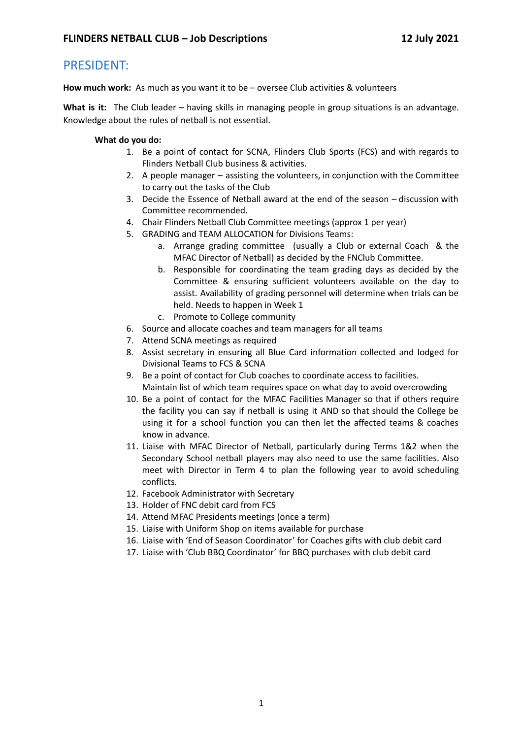# FLINDERS NETBALL CLUB – Job Descriptions

12 July 2021

## PRESIDENT:

**How much work:** As much as you want it to be – oversee Club activities & volunteers

**What is it:** The Club leader – having skills in managing people in group situations is an advantage. Knowledge about the rules of netball is not essential.

**What do you do:**

1. Be a point of contact for SCNA, Flinders Club Sports (FCS) and with regards to Flinders Netball Club business & activities.
2. A people manager – assisting the volunteers, in conjunction with the Committee to carry out the tasks of the Club
3. Decide the Essence of Netball award at the end of the season – discussion with Committee recommended.
4. Chair Flinders Netball Club Committee meetings (approx 1 per year)
5. GRADING and TEAM ALLOCATION for Divisions Teams:
   a. Arrange grading committee (usually a Club or external Coach & the MFAC Director of Netball) as decided by the FNClub Committee.
   b. Responsible for coordinating the team grading days as decided by the Committee & ensuring sufficient volunteers available on the day to assist. Availability of grading personnel will determine when trials can be held. Needs to happen in Week 1
   c. Promote to College community
6. Source and allocate coaches and team managers for all teams
7. Attend SCNA meetings as required
8. Assist secretary in ensuring all Blue Card information collected and lodged for Divisional Teams to FCS & SCNA
9. Be a point of contact for Club coaches to coordinate access to facilities.
   Maintain list of which team requires space on what day to avoid overcrowding
10. Be a point of contact for the MFAC Facilities Manager so that if others require the facility you can say if netball is using it AND so that should the College be using it for a school function you can then let the affected teams & coaches know in advance.
11. Liaise with MFAC Director of Netball, particularly during Terms 1&2 when the Secondary School netball players may also need to use the same facilities. Also meet with Director in Term 4 to plan the following year to avoid scheduling conflicts.
12. Facebook Administrator with Secretary
13. Holder of FNC debit card from FCS
14. Attend MFAC Presidents meetings (once a term)
15. Liaise with Uniform Shop on items available for purchase
16. Liaise with 'End of Season Coordinator' for Coaches gifts with club debit card
17. Liaise with 'Club BBQ Coordinator' for BBQ purchases with club debit card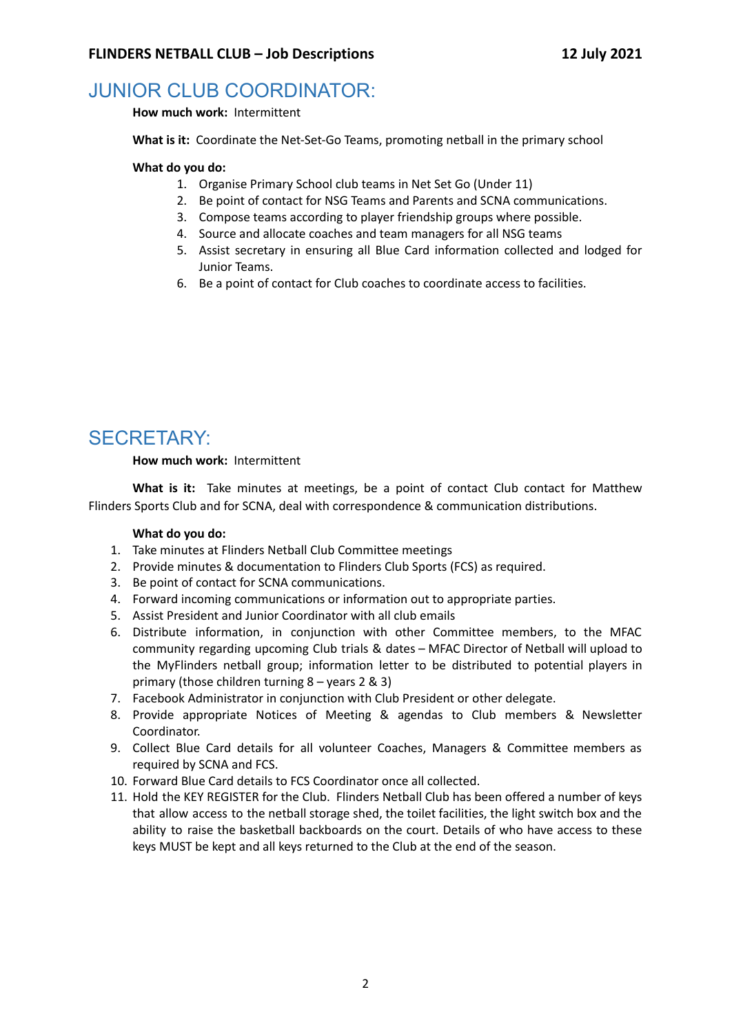## JUNIOR CLUB COORDINATOR:

**How much work:** Intermittent

**What is it:** Coordinate the Net-Set-Go Teams, promoting netball in the primary school

**What do you do:**

1. Organise Primary School club teams in Net Set Go (Under 11)
2. Be point of contact for NSG Teams and Parents and SCNA communications.
3. Compose teams according to player friendship groups where possible.
4. Source and allocate coaches and team managers for all NSG teams
5. Assist secretary in ensuring all Blue Card information collected and lodged for Junior Teams.
6. Be a point of contact for Club coaches to coordinate access to facilities.

## SECRETARY:

**How much work:** Intermittent

**What is it:** Take minutes at meetings, be a point of contact Club contact for Matthew Flinders Sports Club and for SCNA, deal with correspondence & communication distributions.

**What do you do:**

1. Take minutes at Flinders Netball Club Committee meetings
2. Provide minutes & documentation to Flinders Club Sports (FCS) as required.
3. Be point of contact for SCNA communications.
4. Forward incoming communications or information out to appropriate parties.
5. Assist President and Junior Coordinator with all club emails
6. Distribute information, in conjunction with other Committee members, to the MFAC community regarding upcoming Club trials & dates – MFAC Director of Netball will upload to the MyFlinders netball group; information letter to be distributed to potential players in primary (those children turning 8 – years 2 & 3)
7. Facebook Administrator in conjunction with Club President or other delegate.
8. Provide appropriate Notices of Meeting & agendas to Club members & Newsletter Coordinator.
9. Collect Blue Card details for all volunteer Coaches, Managers & Committee members as required by SCNA and FCS.
10. Forward Blue Card details to FCS Coordinator once all collected.
11. Hold the KEY REGISTER for the Club. Flinders Netball Club has been offered a number of keys that allow access to the netball storage shed, the toilet facilities, the light switch box and the ability to raise the basketball backboards on the court. Details of who have access to these keys MUST be kept and all keys returned to the Club at the end of the season.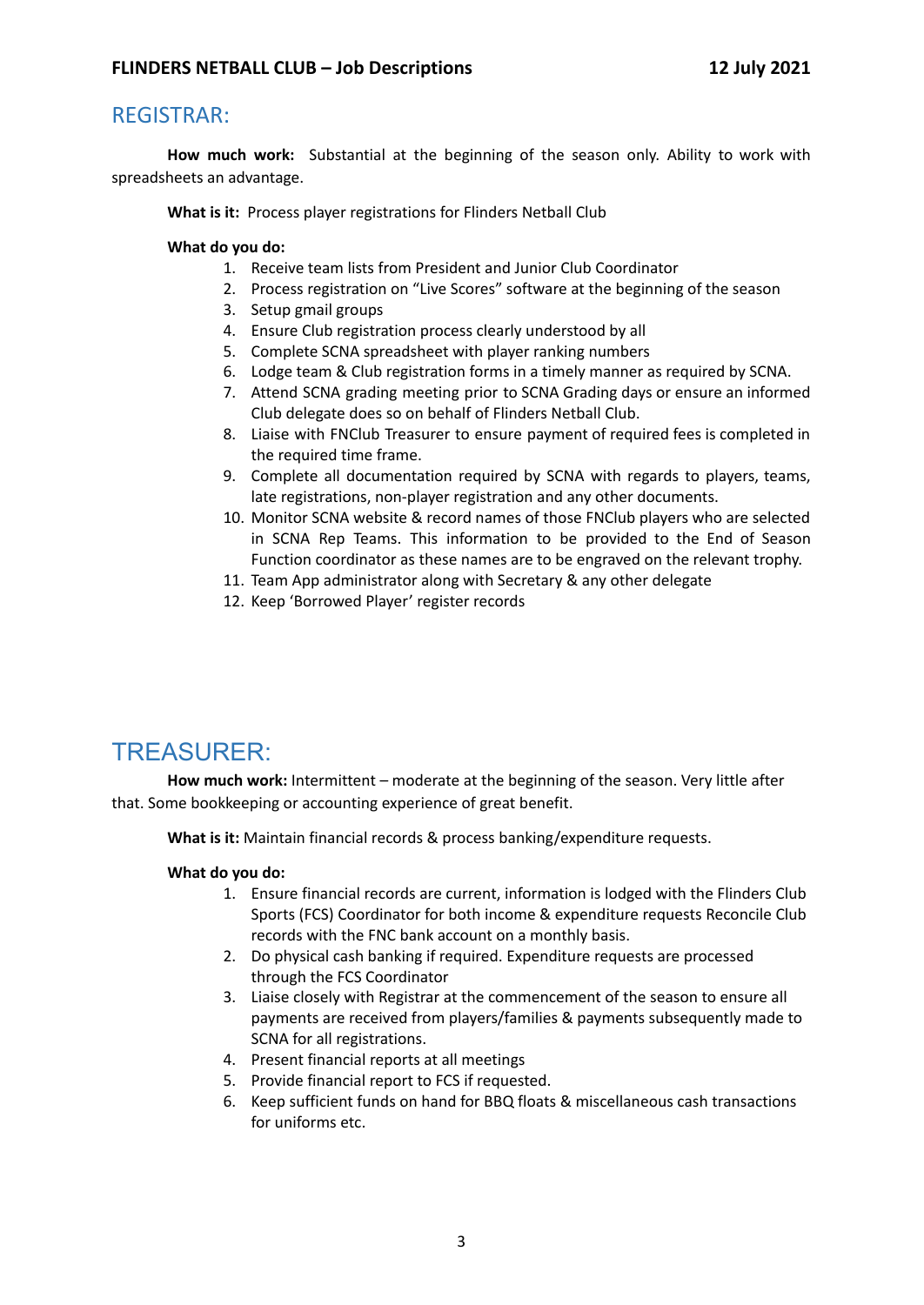## REGISTRAR:

**How much work:** Substantial at the beginning of the season only. Ability to work with spreadsheets an advantage.

**What is it:** Process player registrations for Flinders Netball Club

**What do you do:**

1. Receive team lists from President and Junior Club Coordinator
2. Process registration on "Live Scores" software at the beginning of the season
3. Setup gmail groups
4. Ensure Club registration process clearly understood by all
5. Complete SCNA spreadsheet with player ranking numbers
6. Lodge team & Club registration forms in a timely manner as required by SCNA.
7. Attend SCNA grading meeting prior to SCNA Grading days or ensure an informed Club delegate does so on behalf of Flinders Netball Club.
8. Liaise with FNClub Treasurer to ensure payment of required fees is completed in the required time frame.
9. Complete all documentation required by SCNA with regards to players, teams, late registrations, non-player registration and any other documents.
10. Monitor SCNA website & record names of those FNClub players who are selected in SCNA Rep Teams. This information to be provided to the End of Season Function coordinator as these names are to be engraved on the relevant trophy.
11. Team App administrator along with Secretary & any other delegate
12. Keep 'Borrowed Player' register records

## TREASURER:

**How much work:** Intermittent – moderate at the beginning of the season. Very little after that. Some bookkeeping or accounting experience of great benefit.

**What is it:** Maintain financial records & process banking/expenditure requests.

**What do you do:**

1. Ensure financial records are current, information is lodged with the Flinders Club Sports (FCS) Coordinator for both income & expenditure requests Reconcile Club records with the FNC bank account on a monthly basis.
2. Do physical cash banking if required. Expenditure requests are processed through the FCS Coordinator
3. Liaise closely with Registrar at the commencement of the season to ensure all payments are received from players/families & payments subsequently made to SCNA for all registrations.
4. Present financial reports at all meetings
5. Provide financial report to FCS if requested.
6. Keep sufficient funds on hand for BBQ floats & miscellaneous cash transactions for uniforms etc.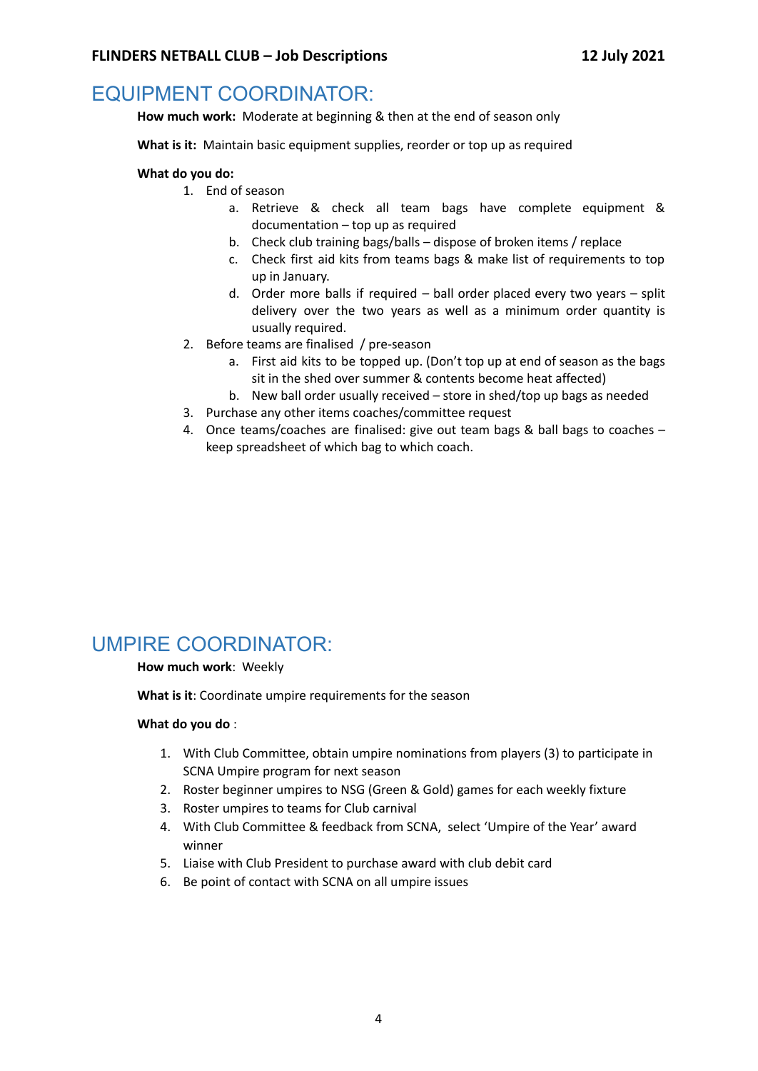# EQUIPMENT COORDINATOR:

**How much work:** Moderate at beginning & then at the end of season only

**What is it:** Maintain basic equipment supplies, reorder or top up as required

**What do you do:**

1. End of season
    a. Retrieve & check all team bags have complete equipment & documentation – top up as required
    b. Check club training bags/balls – dispose of broken items / replace
    c. Check first aid kits from teams bags & make list of requirements to top up in January.
    d. Order more balls if required – ball order placed every two years – split delivery over the two years as well as a minimum order quantity is usually required.
2. Before teams are finalised / pre-season
    a. First aid kits to be topped up. (Don't top up at end of season as the bags sit in the shed over summer & contents become heat affected)
    b. New ball order usually received – store in shed/top up bags as needed
3. Purchase any other items coaches/committee request
4. Once teams/coaches are finalised: give out team bags & ball bags to coaches – keep spreadsheet of which bag to which coach.

# UMPIRE COORDINATOR:

**How much work**: Weekly

**What is it**: Coordinate umpire requirements for the season

**What do you do** :

1. With Club Committee, obtain umpire nominations from players (3) to participate in SCNA Umpire program for next season
2. Roster beginner umpires to NSG (Green & Gold) games for each weekly fixture
3. Roster umpires to teams for Club carnival
4. With Club Committee & feedback from SCNA, select 'Umpire of the Year' award winner
5. Liaise with Club President to purchase award with club debit card
6. Be point of contact with SCNA on all umpire issues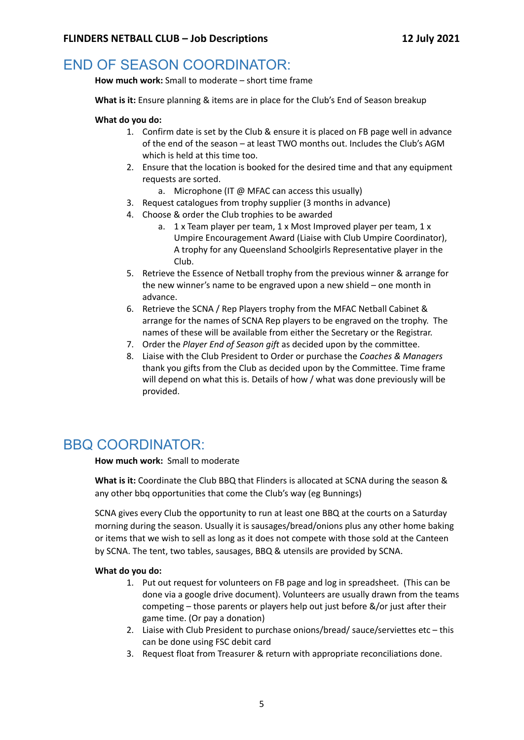# END OF SEASON COORDINATOR:

**How much work:** Small to moderate – short time frame

**What is it:** Ensure planning & items are in place for the Club's End of Season breakup

**What do you do:**

1. Confirm date is set by the Club & ensure it is placed on FB page well in advance of the end of the season – at least TWO months out. Includes the Club's AGM which is held at this time too.
2. Ensure that the location is booked for the desired time and that any equipment requests are sorted.
    a. Microphone (IT @ MFAC can access this usually)
3. Request catalogues from trophy supplier (3 months in advance)
4. Choose & order the Club trophies to be awarded
    a. 1 x Team player per team, 1 x Most Improved player per team, 1 x Umpire Encouragement Award (Liaise with Club Umpire Coordinator), A trophy for any Queensland Schoolgirls Representative player in the Club.
5. Retrieve the Essence of Netball trophy from the previous winner & arrange for the new winner's name to be engraved upon a new shield – one month in advance.
6. Retrieve the SCNA / Rep Players trophy from the MFAC Netball Cabinet & arrange for the names of SCNA Rep players to be engraved on the trophy. The names of these will be available from either the Secretary or the Registrar.
7. Order the *Player End of Season gift* as decided upon by the committee.
8. Liaise with the Club President to Order or purchase the *Coaches & Managers* thank you gifts from the Club as decided upon by the Committee. Time frame will depend on what this is. Details of how / what was done previously will be provided.

# BBQ COORDINATOR:

**How much work:** Small to moderate

**What is it:** Coordinate the Club BBQ that Flinders is allocated at SCNA during the season & any other bbq opportunities that come the Club's way (eg Bunnings)

SCNA gives every Club the opportunity to run at least one BBQ at the courts on a Saturday morning during the season. Usually it is sausages/bread/onions plus any other home baking or items that we wish to sell as long as it does not compete with those sold at the Canteen by SCNA. The tent, two tables, sausages, BBQ & utensils are provided by SCNA.

**What do you do:**

1. Put out request for volunteers on FB page and log in spreadsheet. (This can be done via a google drive document). Volunteers are usually drawn from the teams competing – those parents or players help out just before &/or just after their game time. (Or pay a donation)
2. Liaise with Club President to purchase onions/bread/ sauce/serviettes etc – this can be done using FSC debit card
3. Request float from Treasurer & return with appropriate reconciliations done.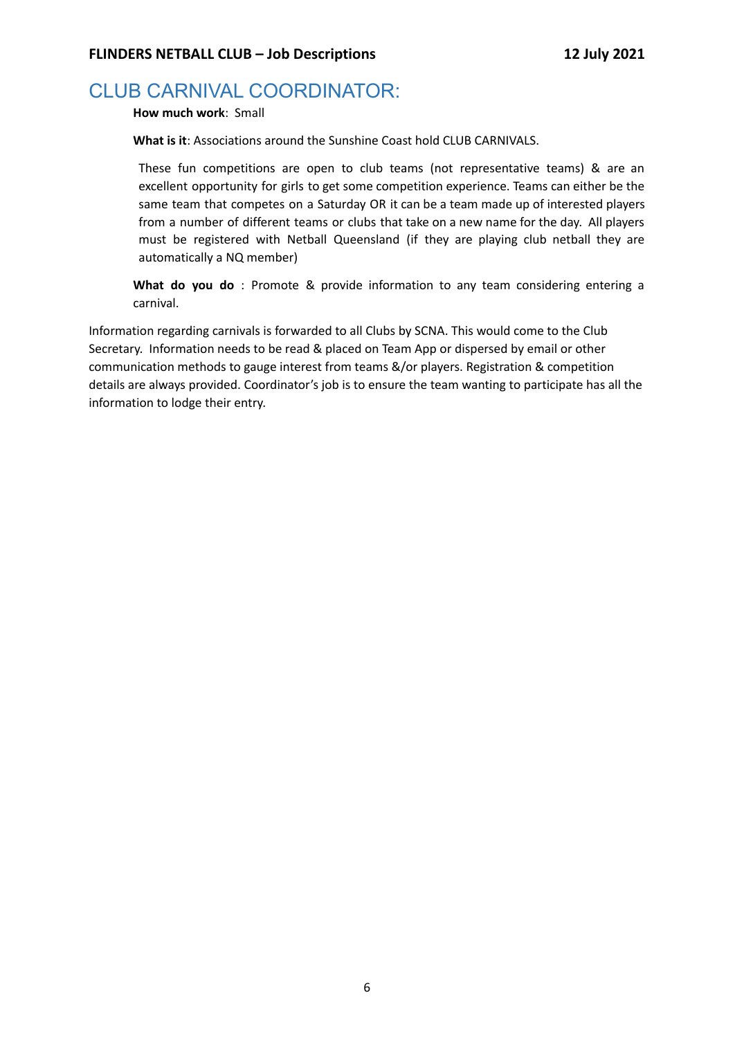# CLUB CARNIVAL COORDINATOR:

**How much work**: Small

**What is it**: Associations around the Sunshine Coast hold CLUB CARNIVALS.

These fun competitions are open to club teams (not representative teams) & are an excellent opportunity for girls to get some competition experience. Teams can either be the same team that competes on a Saturday OR it can be a team made up of interested players from a number of different teams or clubs that take on a new name for the day. All players must be registered with Netball Queensland (if they are playing club netball they are automatically a NQ member)

**What do you do** : Promote & provide information to any team considering entering a carnival.

Information regarding carnivals is forwarded to all Clubs by SCNA. This would come to the Club Secretary. Information needs to be read & placed on Team App or dispersed by email or other communication methods to gauge interest from teams &/or players. Registration & competition details are always provided. Coordinator's job is to ensure the team wanting to participate has all the information to lodge their entry.